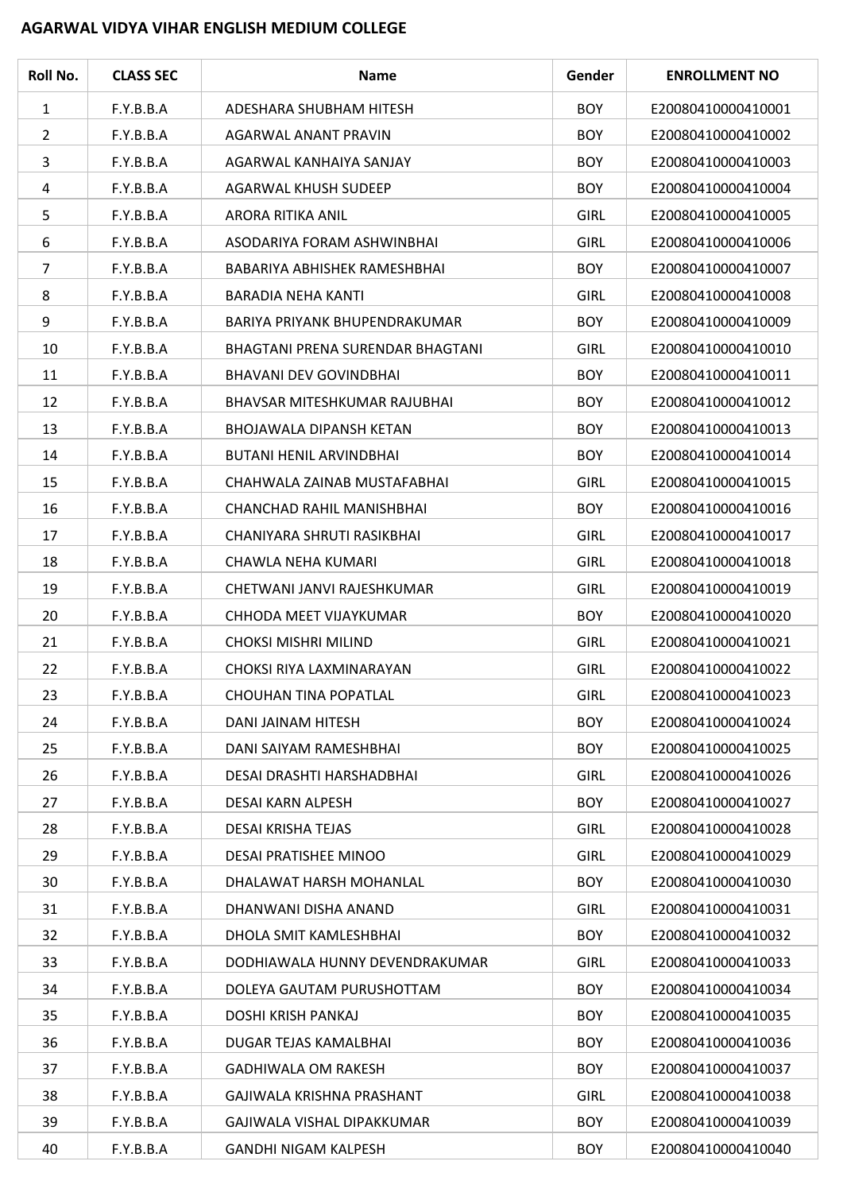## AGARWAL VIDYA VIHAR ENGLISH MEDIUM COLLEGE

| Roll No. | CLASS SEC | Name | Gender | ENROLLMENT NO |
|---|---|---|---|---|
| 1 | F.Y.B.B.A | ADESHARA SHUBHAM HITESH | BOY | E20080410000410001 |
| 2 | F.Y.B.B.A | AGARWAL ANANT PRAVIN | BOY | E20080410000410002 |
| 3 | F.Y.B.B.A | AGARWAL KANHAIYA SANJAY | BOY | E20080410000410003 |
| 4 | F.Y.B.B.A | AGARWAL KHUSH SUDEEP | BOY | E20080410000410004 |
| 5 | F.Y.B.B.A | ARORA RITIKA ANIL | GIRL | E20080410000410005 |
| 6 | F.Y.B.B.A | ASODARIYA FORAM ASHWINBHAI | GIRL | E20080410000410006 |
| 7 | F.Y.B.B.A | BABARIYA ABHISHEK RAMESHBHAI | BOY | E20080410000410007 |
| 8 | F.Y.B.B.A | BARADIA NEHA KANTI | GIRL | E20080410000410008 |
| 9 | F.Y.B.B.A | BARIYA PRIYANK BHUPENDRAKUMAR | BOY | E20080410000410009 |
| 10 | F.Y.B.B.A | BHAGTANI PRENA SURENDAR BHAGTANI | GIRL | E20080410000410010 |
| 11 | F.Y.B.B.A | BHAVANI DEV GOVINDBHAI | BOY | E20080410000410011 |
| 12 | F.Y.B.B.A | BHAVSAR MITESHKUMAR RAJUBHAI | BOY | E20080410000410012 |
| 13 | F.Y.B.B.A | BHOJAWALA DIPANSH KETAN | BOY | E20080410000410013 |
| 14 | F.Y.B.B.A | BUTANI HENIL ARVINDBHAI | BOY | E20080410000410014 |
| 15 | F.Y.B.B.A | CHAHWALA ZAINAB MUSTAFABHAI | GIRL | E20080410000410015 |
| 16 | F.Y.B.B.A | CHANCHAD RAHIL MANISHBHAI | BOY | E20080410000410016 |
| 17 | F.Y.B.B.A | CHANIYARA SHRUTI RASIKBHAI | GIRL | E20080410000410017 |
| 18 | F.Y.B.B.A | CHAWLA NEHA KUMARI | GIRL | E20080410000410018 |
| 19 | F.Y.B.B.A | CHETWANI JANVI RAJESHKUMAR | GIRL | E20080410000410019 |
| 20 | F.Y.B.B.A | CHHODA MEET VIJAYKUMAR | BOY | E20080410000410020 |
| 21 | F.Y.B.B.A | CHOKSI MISHRI MILIND | GIRL | E20080410000410021 |
| 22 | F.Y.B.B.A | CHOKSI RIYA LAXMINARAYAN | GIRL | E20080410000410022 |
| 23 | F.Y.B.B.A | CHOUHAN TINA POPATLAL | GIRL | E20080410000410023 |
| 24 | F.Y.B.B.A | DANI JAINAM HITESH | BOY | E20080410000410024 |
| 25 | F.Y.B.B.A | DANI SAIYAM RAMESHBHAI | BOY | E20080410000410025 |
| 26 | F.Y.B.B.A | DESAI DRASHTI HARSHADBHAI | GIRL | E20080410000410026 |
| 27 | F.Y.B.B.A | DESAI KARN ALPESH | BOY | E20080410000410027 |
| 28 | F.Y.B.B.A | DESAI KRISHA TEJAS | GIRL | E20080410000410028 |
| 29 | F.Y.B.B.A | DESAI PRATISHEE MINOO | GIRL | E20080410000410029 |
| 30 | F.Y.B.B.A | DHALAWAT HARSH MOHANLAL | BOY | E20080410000410030 |
| 31 | F.Y.B.B.A | DHANWANI DISHA ANAND | GIRL | E20080410000410031 |
| 32 | F.Y.B.B.A | DHOLA SMIT KAMLESHBHAI | BOY | E20080410000410032 |
| 33 | F.Y.B.B.A | DODHIAWALA HUNNY DEVENDRAKUMAR | GIRL | E20080410000410033 |
| 34 | F.Y.B.B.A | DOLEYA GAUTAM PURUSHOTTAM | BOY | E20080410000410034 |
| 35 | F.Y.B.B.A | DOSHI KRISH PANKAJ | BOY | E20080410000410035 |
| 36 | F.Y.B.B.A | DUGAR TEJAS KAMALBHAI | BOY | E20080410000410036 |
| 37 | F.Y.B.B.A | GADHIWALA OM RAKESH | BOY | E20080410000410037 |
| 38 | F.Y.B.B.A | GAJIWALA KRISHNA PRASHANT | GIRL | E20080410000410038 |
| 39 | F.Y.B.B.A | GAJIWALA VISHAL DIPAKKUMAR | BOY | E20080410000410039 |
| 40 | F.Y.B.B.A | GANDHI NIGAM KALPESH | BOY | E20080410000410040 |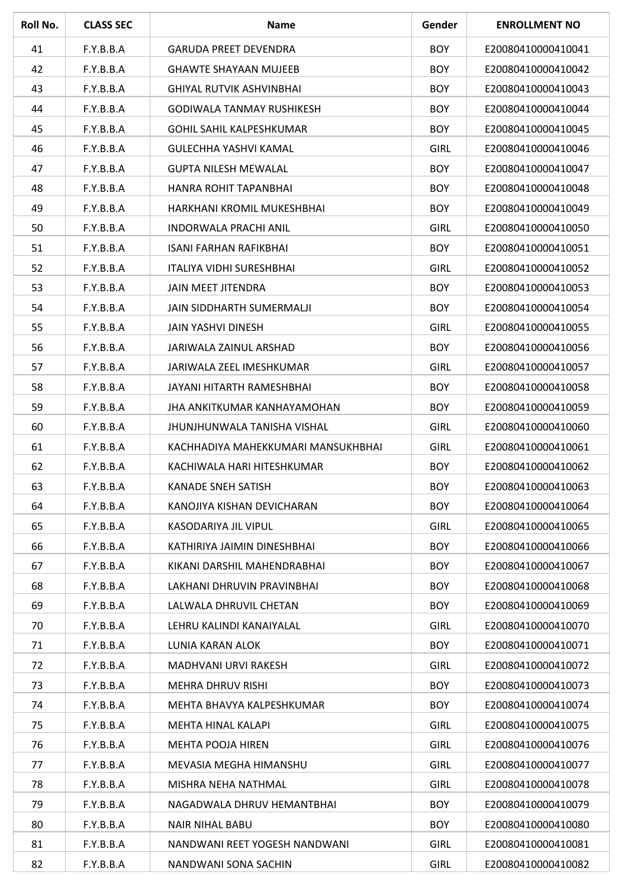| Roll No. | CLASS SEC | Name | Gender | ENROLLMENT NO |
| --- | --- | --- | --- | --- |
| 41 | F.Y.B.B.A | GARUDA PREET DEVENDRA | BOY | E20080410000410041 |
| 42 | F.Y.B.B.A | GHAWTE SHAYAAN MUJEEB | BOY | E20080410000410042 |
| 43 | F.Y.B.B.A | GHIYAL RUTVIK ASHVINBHAI | BOY | E20080410000410043 |
| 44 | F.Y.B.B.A | GODIWALA TANMAY RUSHIKESH | BOY | E20080410000410044 |
| 45 | F.Y.B.B.A | GOHIL SAHIL KALPESHKUMAR | BOY | E20080410000410045 |
| 46 | F.Y.B.B.A | GULECHHA YASHVI KAMAL | GIRL | E20080410000410046 |
| 47 | F.Y.B.B.A | GUPTA NILESH MEWALAL | BOY | E20080410000410047 |
| 48 | F.Y.B.B.A | HANRA ROHIT TAPANBHAI | BOY | E20080410000410048 |
| 49 | F.Y.B.B.A | HARKHANI KROMIL MUKESHBHAI | BOY | E20080410000410049 |
| 50 | F.Y.B.B.A | INDORWALA PRACHI ANIL | GIRL | E20080410000410050 |
| 51 | F.Y.B.B.A | ISANI FARHAN RAFIKBHAI | BOY | E20080410000410051 |
| 52 | F.Y.B.B.A | ITALIYA VIDHI SURESHBHAI | GIRL | E20080410000410052 |
| 53 | F.Y.B.B.A | JAIN MEET JITENDRA | BOY | E20080410000410053 |
| 54 | F.Y.B.B.A | JAIN SIDDHARTH SUMERMALJI | BOY | E20080410000410054 |
| 55 | F.Y.B.B.A | JAIN YASHVI DINESH | GIRL | E20080410000410055 |
| 56 | F.Y.B.B.A | JARIWALA ZAINUL ARSHAD | BOY | E20080410000410056 |
| 57 | F.Y.B.B.A | JARIWALA ZEEL IMESHKUMAR | GIRL | E20080410000410057 |
| 58 | F.Y.B.B.A | JAYANI HITARTH RAMESHBHAI | BOY | E20080410000410058 |
| 59 | F.Y.B.B.A | JHA ANKITKUMAR KANHAYAMOHAN | BOY | E20080410000410059 |
| 60 | F.Y.B.B.A | JHUNJHUNWALA TANISHA VISHAL | GIRL | E20080410000410060 |
| 61 | F.Y.B.B.A | KACHHADIYA MAHEKKUMARI MANSUKHBHAI | GIRL | E20080410000410061 |
| 62 | F.Y.B.B.A | KACHIWALA HARI HITESHKUMAR | BOY | E20080410000410062 |
| 63 | F.Y.B.B.A | KANADE SNEH SATISH | BOY | E20080410000410063 |
| 64 | F.Y.B.B.A | KANOJIYA KISHAN DEVICHARAN | BOY | E20080410000410064 |
| 65 | F.Y.B.B.A | KASODARIYA JIL VIPUL | GIRL | E20080410000410065 |
| 66 | F.Y.B.B.A | KATHIRIYA JAIMIN DINESHBHAI | BOY | E20080410000410066 |
| 67 | F.Y.B.B.A | KIKANI DARSHIL MAHENDRABHAI | BOY | E20080410000410067 |
| 68 | F.Y.B.B.A | LAKHANI DHRUVIN PRAVINBHAI | BOY | E20080410000410068 |
| 69 | F.Y.B.B.A | LALWALA DHRUVIL CHETAN | BOY | E20080410000410069 |
| 70 | F.Y.B.B.A | LEHRU KALINDI KANAIYALAL | GIRL | E20080410000410070 |
| 71 | F.Y.B.B.A | LUNIA KARAN ALOK | BOY | E20080410000410071 |
| 72 | F.Y.B.B.A | MADHVANI URVI RAKESH | GIRL | E20080410000410072 |
| 73 | F.Y.B.B.A | MEHRA DHRUV RISHI | BOY | E20080410000410073 |
| 74 | F.Y.B.B.A | MEHTA BHAVYA KALPESHKUMAR | BOY | E20080410000410074 |
| 75 | F.Y.B.B.A | MEHTA HINAL KALAPI | GIRL | E20080410000410075 |
| 76 | F.Y.B.B.A | MEHTA POOJA HIREN | GIRL | E20080410000410076 |
| 77 | F.Y.B.B.A | MEVASIA MEGHA HIMANSHU | GIRL | E20080410000410077 |
| 78 | F.Y.B.B.A | MISHRA NEHA NATHMAL | GIRL | E20080410000410078 |
| 79 | F.Y.B.B.A | NAGADWALA DHRUV HEMANTBHAI | BOY | E20080410000410079 |
| 80 | F.Y.B.B.A | NAIR NIHAL BABU | BOY | E20080410000410080 |
| 81 | F.Y.B.B.A | NANDWANI REET YOGESH NANDWANI | GIRL | E20080410000410081 |
| 82 | F.Y.B.B.A | NANDWANI SONA SACHIN | GIRL | E20080410000410082 |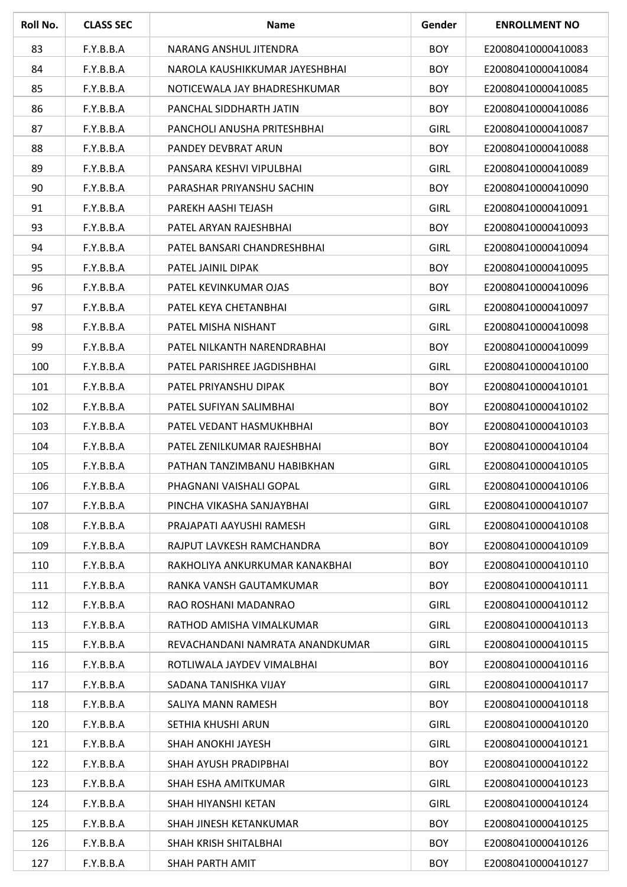| Roll No. | CLASS SEC | Name | Gender | ENROLLMENT NO |
|---|---|---|---|---|
| 83 | F.Y.B.B.A | NARANG ANSHUL JITENDRA | BOY | E20080410000410083 |
| 84 | F.Y.B.B.A | NAROLA KAUSHIKKUMAR JAYESHBHAI | BOY | E20080410000410084 |
| 85 | F.Y.B.B.A | NOTICEWALA JAY BHADRESHKUMAR | BOY | E20080410000410085 |
| 86 | F.Y.B.B.A | PANCHAL SIDDHARTH JATIN | BOY | E20080410000410086 |
| 87 | F.Y.B.B.A | PANCHOLI ANUSHA PRITESHBHAI | GIRL | E20080410000410087 |
| 88 | F.Y.B.B.A | PANDEY DEVBRAT ARUN | BOY | E20080410000410088 |
| 89 | F.Y.B.B.A | PANSARA KESHVI VIPULBHAI | GIRL | E20080410000410089 |
| 90 | F.Y.B.B.A | PARASHAR PRIYANSHU SACHIN | BOY | E20080410000410090 |
| 91 | F.Y.B.B.A | PAREKH AASHI TEJASH | GIRL | E20080410000410091 |
| 93 | F.Y.B.B.A | PATEL ARYAN RAJESHBHAI | BOY | E20080410000410093 |
| 94 | F.Y.B.B.A | PATEL BANSARI CHANDRESHBHAI | GIRL | E20080410000410094 |
| 95 | F.Y.B.B.A | PATEL JAINIL DIPAK | BOY | E20080410000410095 |
| 96 | F.Y.B.B.A | PATEL KEVINKUMAR OJAS | BOY | E20080410000410096 |
| 97 | F.Y.B.B.A | PATEL KEYA CHETANBHAI | GIRL | E20080410000410097 |
| 98 | F.Y.B.B.A | PATEL MISHA NISHANT | GIRL | E20080410000410098 |
| 99 | F.Y.B.B.A | PATEL NILKANTH NARENDRABHAI | BOY | E20080410000410099 |
| 100 | F.Y.B.B.A | PATEL PARISHREE JAGDISHBHAI | GIRL | E20080410000410100 |
| 101 | F.Y.B.B.A | PATEL PRIYANSHU DIPAK | BOY | E20080410000410101 |
| 102 | F.Y.B.B.A | PATEL SUFIYAN SALIMBHAI | BOY | E20080410000410102 |
| 103 | F.Y.B.B.A | PATEL VEDANT HASMUKHBHAI | BOY | E20080410000410103 |
| 104 | F.Y.B.B.A | PATEL ZENILKUMAR RAJESHBHAI | BOY | E20080410000410104 |
| 105 | F.Y.B.B.A | PATHAN TANZIMBANU HABIBKHAN | GIRL | E20080410000410105 |
| 106 | F.Y.B.B.A | PHAGNANI VAISHALI GOPAL | GIRL | E20080410000410106 |
| 107 | F.Y.B.B.A | PINCHA VIKASHA SANJAYBHAI | GIRL | E20080410000410107 |
| 108 | F.Y.B.B.A | PRAJAPATI AAYUSHI RAMESH | GIRL | E20080410000410108 |
| 109 | F.Y.B.B.A | RAJPUT LAVKESH RAMCHANDRA | BOY | E20080410000410109 |
| 110 | F.Y.B.B.A | RAKHOLIYA ANKURKUMAR KANAKBHAI | BOY | E20080410000410110 |
| 111 | F.Y.B.B.A | RANKA VANSH GAUTAMKUMAR | BOY | E20080410000410111 |
| 112 | F.Y.B.B.A | RAO ROSHANI MADANRAO | GIRL | E20080410000410112 |
| 113 | F.Y.B.B.A | RATHOD AMISHA VIMALKUMAR | GIRL | E20080410000410113 |
| 115 | F.Y.B.B.A | REVACHANDANI NAMRATA ANANDKUMAR | GIRL | E20080410000410115 |
| 116 | F.Y.B.B.A | ROTLIWALA JAYDEV VIMALBHAI | BOY | E20080410000410116 |
| 117 | F.Y.B.B.A | SADANA TANISHKA VIJAY | GIRL | E20080410000410117 |
| 118 | F.Y.B.B.A | SALIYA MANN RAMESH | BOY | E20080410000410118 |
| 120 | F.Y.B.B.A | SETHIA KHUSHI ARUN | GIRL | E20080410000410120 |
| 121 | F.Y.B.B.A | SHAH ANOKHI JAYESH | GIRL | E20080410000410121 |
| 122 | F.Y.B.B.A | SHAH AYUSH PRADIPBHAI | BOY | E20080410000410122 |
| 123 | F.Y.B.B.A | SHAH ESHA AMITKUMAR | GIRL | E20080410000410123 |
| 124 | F.Y.B.B.A | SHAH HIYANSHI KETAN | GIRL | E20080410000410124 |
| 125 | F.Y.B.B.A | SHAH JINESH KETANKUMAR | BOY | E20080410000410125 |
| 126 | F.Y.B.B.A | SHAH KRISH SHITALBHAI | BOY | E20080410000410126 |
| 127 | F.Y.B.B.A | SHAH PARTH AMIT | BOY | E20080410000410127 |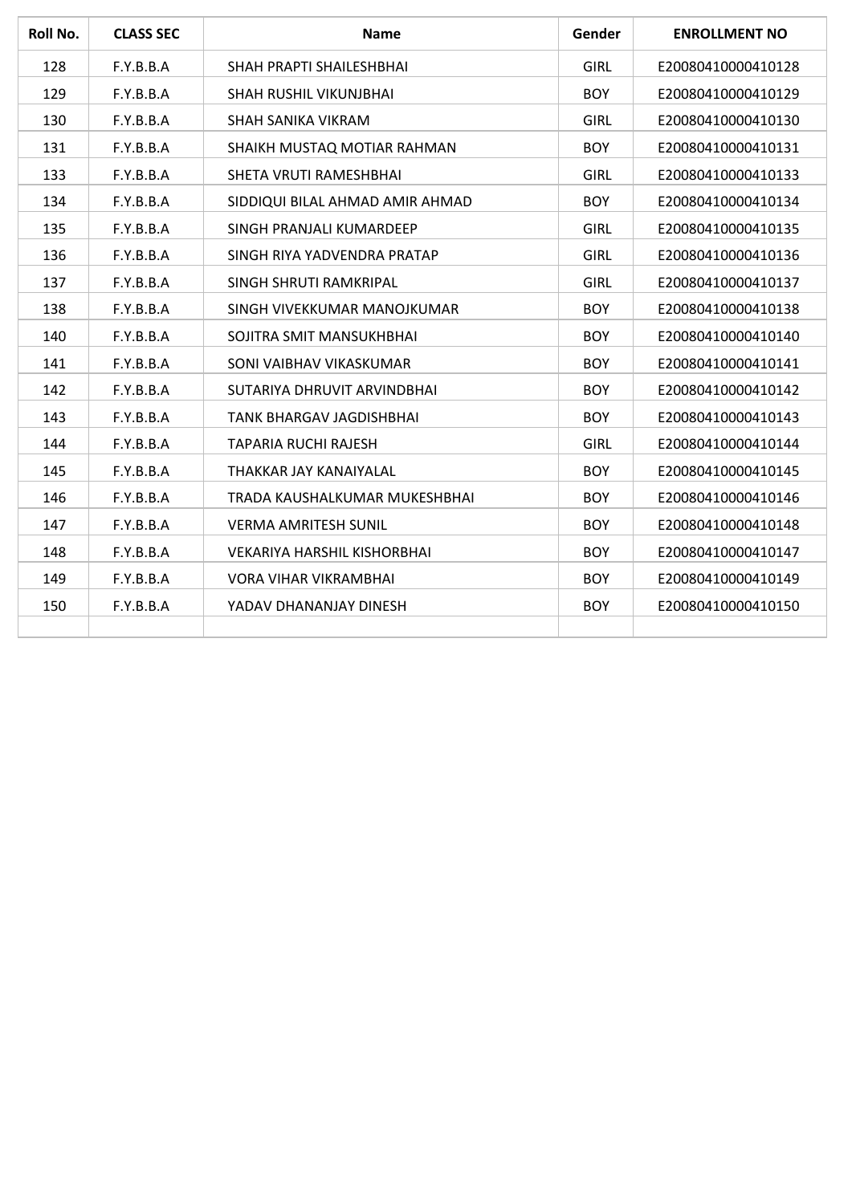| Roll No. | CLASS SEC | Name | Gender | ENROLLMENT NO |
|---|---|---|---|---|
| 128 | F.Y.B.B.A | SHAH PRAPTI SHAILESHBHAI | GIRL | E20080410000410128 |
| 129 | F.Y.B.B.A | SHAH RUSHIL VIKUNJBHAI | BOY | E20080410000410129 |
| 130 | F.Y.B.B.A | SHAH SANIKA VIKRAM | GIRL | E20080410000410130 |
| 131 | F.Y.B.B.A | SHAIKH MUSTAQ MOTIAR RAHMAN | BOY | E20080410000410131 |
| 133 | F.Y.B.B.A | SHETA VRUTI RAMESHBHAI | GIRL | E20080410000410133 |
| 134 | F.Y.B.B.A | SIDDIQUI BILAL AHMAD AMIR AHMAD | BOY | E20080410000410134 |
| 135 | F.Y.B.B.A | SINGH PRANJALI KUMARDEEP | GIRL | E20080410000410135 |
| 136 | F.Y.B.B.A | SINGH RIYA YADVENDRA PRATAP | GIRL | E20080410000410136 |
| 137 | F.Y.B.B.A | SINGH SHRUTI RAMKRIPAL | GIRL | E20080410000410137 |
| 138 | F.Y.B.B.A | SINGH VIVEKKUMAR MANOJKUMAR | BOY | E20080410000410138 |
| 140 | F.Y.B.B.A | SOJITRA SMIT MANSUKHBHAI | BOY | E20080410000410140 |
| 141 | F.Y.B.B.A | SONI VAIBHAV VIKASKUMAR | BOY | E20080410000410141 |
| 142 | F.Y.B.B.A | SUTARIYA DHRUVIT ARVINDBHAI | BOY | E20080410000410142 |
| 143 | F.Y.B.B.A | TANK BHARGAV JAGDISHBHAI | BOY | E20080410000410143 |
| 144 | F.Y.B.B.A | TAPARIA RUCHI RAJESH | GIRL | E20080410000410144 |
| 145 | F.Y.B.B.A | THAKKAR JAY KANAIYALAL | BOY | E20080410000410145 |
| 146 | F.Y.B.B.A | TRADA KAUSHALKUMAR MUKESHBHAI | BOY | E20080410000410146 |
| 147 | F.Y.B.B.A | VERMA AMRITESH SUNIL | BOY | E20080410000410148 |
| 148 | F.Y.B.B.A | VEKARIYA HARSHIL KISHORBHAI | BOY | E20080410000410147 |
| 149 | F.Y.B.B.A | VORA VIHAR VIKRAMBHAI | BOY | E20080410000410149 |
| 150 | F.Y.B.B.A | YADAV DHANANJAY DINESH | BOY | E20080410000410150 |
| | | | | |